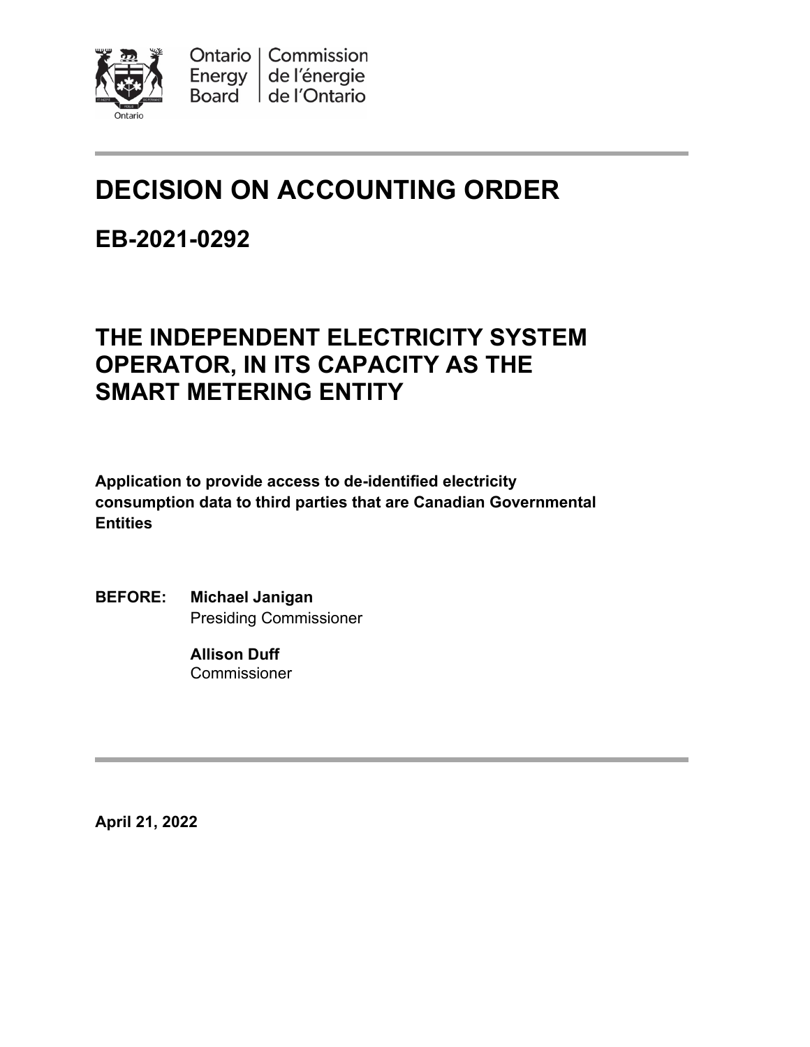Ontario Energy Board | Commission de l'énergie de l'Ontario

# DECISION ON ACCOUNTING ORDER

## EB-2021-0292

## THE INDEPENDENT ELECTRICITY SYSTEM OPERATOR, IN ITS CAPACITY AS THE SMART METERING ENTITY

**Application to provide access to de-identified electricity consumption data to third parties that are Canadian Governmental Entities**

**BEFORE:** **Michael Janigan**
Presiding Commissioner

**Allison Duff**
Commissioner

**April 21, 2022**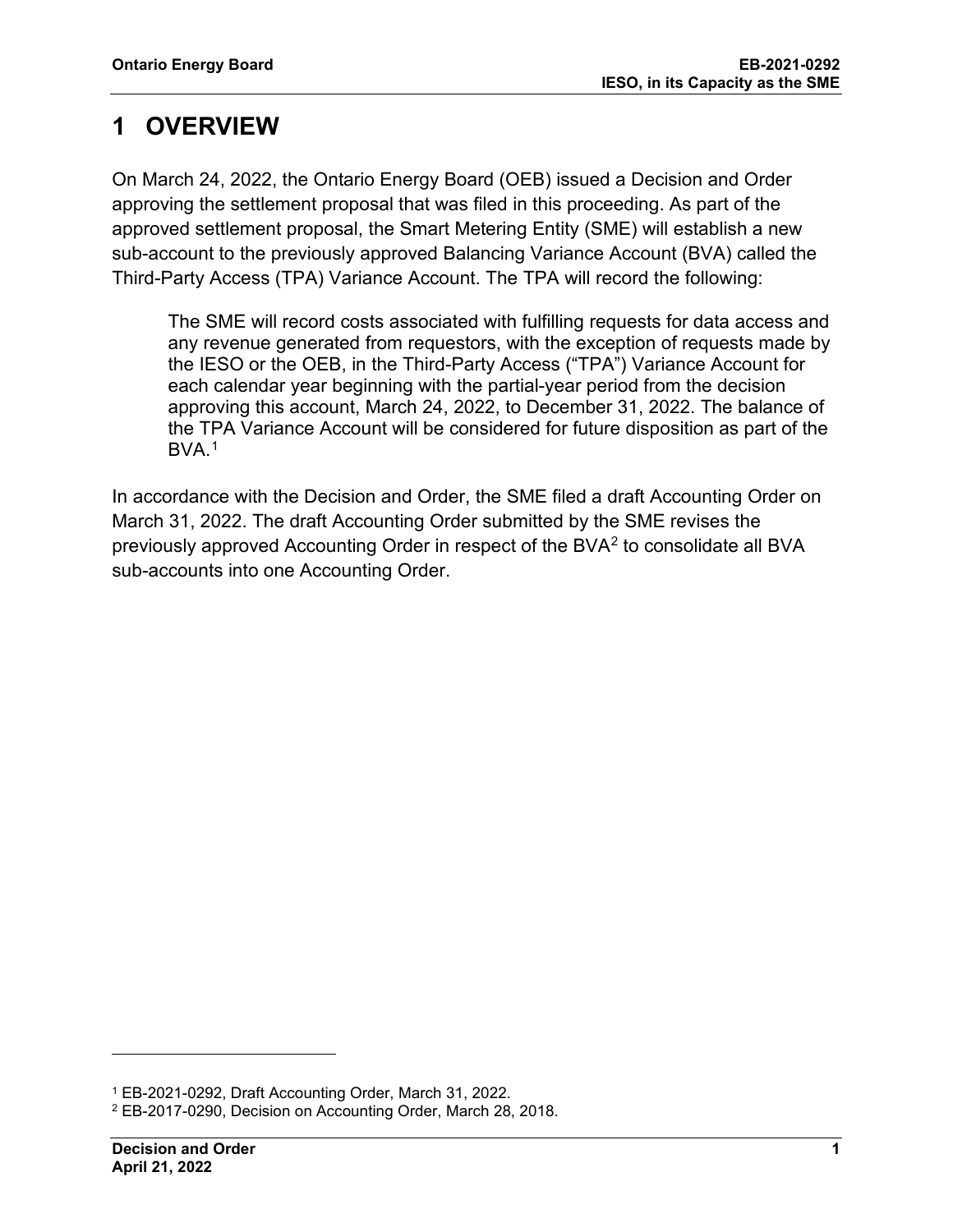# 1 OVERVIEW

On March 24, 2022, the Ontario Energy Board (OEB) issued a Decision and Order approving the settlement proposal that was filed in this proceeding. As part of the approved settlement proposal, the Smart Metering Entity (SME) will establish a new sub-account to the previously approved Balancing Variance Account (BVA) called the Third-Party Access (TPA) Variance Account. The TPA will record the following:

> The SME will record costs associated with fulfilling requests for data access and any revenue generated from requestors, with the exception of requests made by the IESO or the OEB, in the Third-Party Access ("TPA") Variance Account for each calendar year beginning with the partial-year period from the decision approving this account, March 24, 2022, to December 31, 2022. The balance of the TPA Variance Account will be considered for future disposition as part of the BVA.[1]

In accordance with the Decision and Order, the SME filed a draft Accounting Order on March 31, 2022. The draft Accounting Order submitted by the SME revises the previously approved Accounting Order in respect of the BVA[2] to consolidate all BVA sub-accounts into one Accounting Order.

---

[1] EB-2021-0292, Draft Accounting Order, March 31, 2022.

[2] EB-2017-0290, Decision on Accounting Order, March 28, 2018.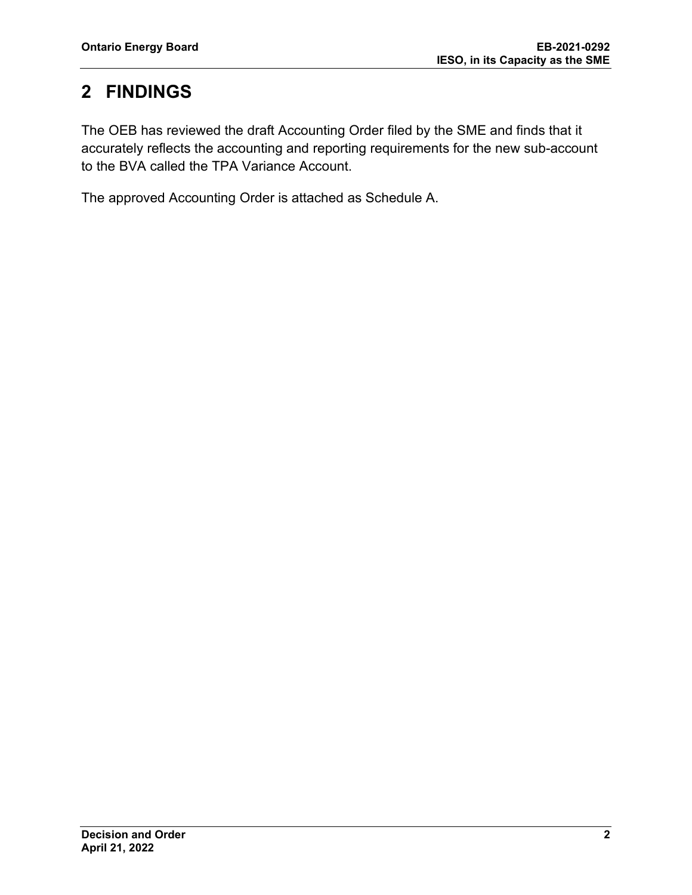# 2 FINDINGS

The OEB has reviewed the draft Accounting Order filed by the SME and finds that it accurately reflects the accounting and reporting requirements for the new sub-account to the BVA called the TPA Variance Account.

The approved Accounting Order is attached as Schedule A.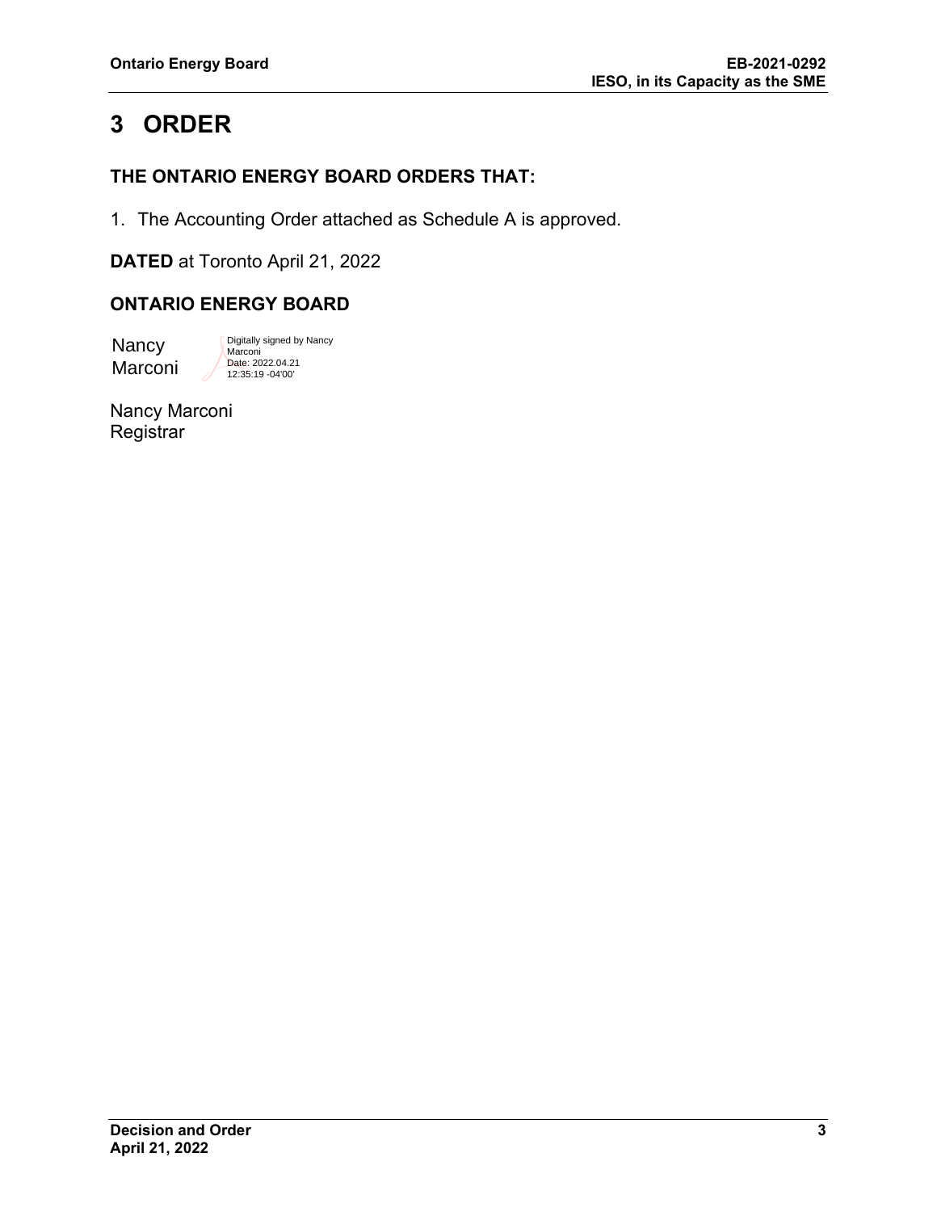# 3 ORDER

## THE ONTARIO ENERGY BOARD ORDERS THAT:

1. The Accounting Order attached as Schedule A is approved.

**DATED** at Toronto April 21, 2022

## ONTARIO ENERGY BOARD

Nancy Marconi

Digitally signed by Nancy Marconi
Date: 2022.04.21 12:35:19 -04'00'

Nancy Marconi
Registrar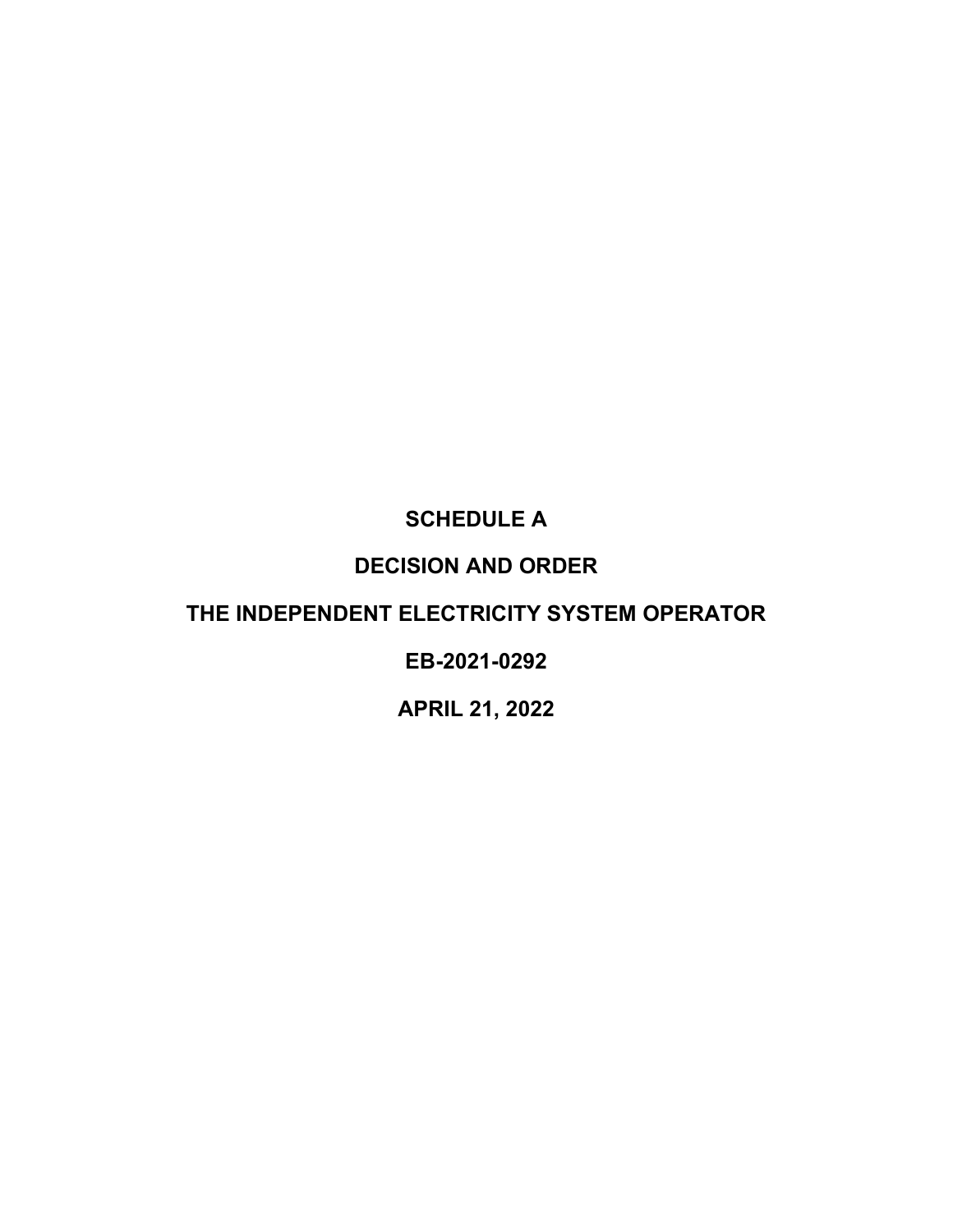**SCHEDULE A**

**DECISION AND ORDER**

**THE INDEPENDENT ELECTRICITY SYSTEM OPERATOR**

**EB-2021-0292**

**APRIL 21, 2022**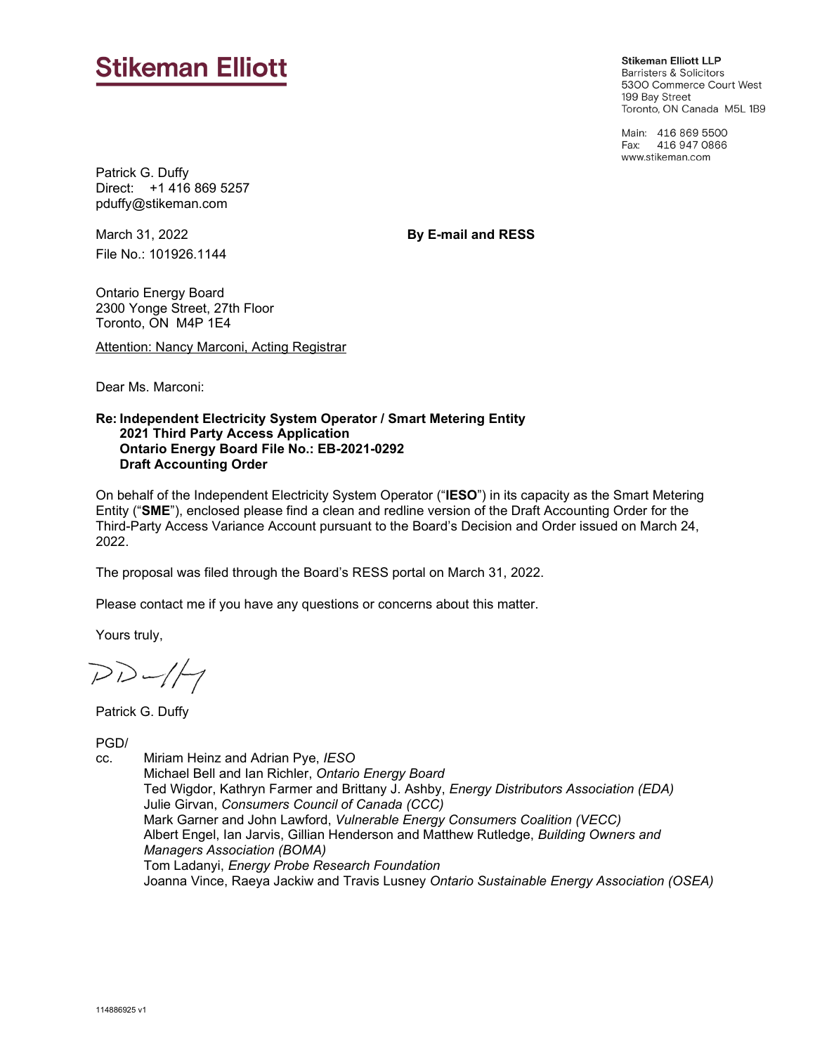**Stikeman Elliott**

**Stikeman Elliott LLP**
Barristers & Solicitors
5300 Commerce Court West
199 Bay Street
Toronto, ON Canada M5L 1B9

Main: 416 869 5500
Fax: 416 947 0866
www.stikeman.com

Patrick G. Duffy
Direct: +1 416 869 5257
pduffy@stikeman.com

March 31, 2022

**By E-mail and RESS**

File No.: 101926.1144

Ontario Energy Board
2300 Yonge Street, 27th Floor
Toronto, ON M4P 1E4

Attention: Nancy Marconi, Acting Registrar

Dear Ms. Marconi:

**Re: Independent Electricity System Operator / Smart Metering Entity**
**2021 Third Party Access Application**
**Ontario Energy Board File No.: EB-2021-0292**
**Draft Accounting Order**

On behalf of the Independent Electricity System Operator ("**IESO**") in its capacity as the Smart Metering Entity ("**SME**"), enclosed please find a clean and redline version of the Draft Accounting Order for the Third-Party Access Variance Account pursuant to the Board's Decision and Order issued on March 24, 2022.

The proposal was filed through the Board's RESS portal on March 31, 2022.

Please contact me if you have any questions or concerns about this matter.

Yours truly,

Patrick G. Duffy

PGD/

cc. Miriam Heinz and Adrian Pye, *IESO*
Michael Bell and Ian Richler, *Ontario Energy Board*
Ted Wigdor, Kathryn Farmer and Brittany J. Ashby, *Energy Distributors Association (EDA)*
Julie Girvan, *Consumers Council of Canada (CCC)*
Mark Garner and John Lawford, *Vulnerable Energy Consumers Coalition (VECC)*
Albert Engel, Ian Jarvis, Gillian Henderson and Matthew Rutledge, *Building Owners and Managers Association (BOMA)*
Tom Ladanyi, *Energy Probe Research Foundation*
Joanna Vince, Raeya Jackiw and Travis Lusney *Ontario Sustainable Energy Association (OSEA)*

114886925 v1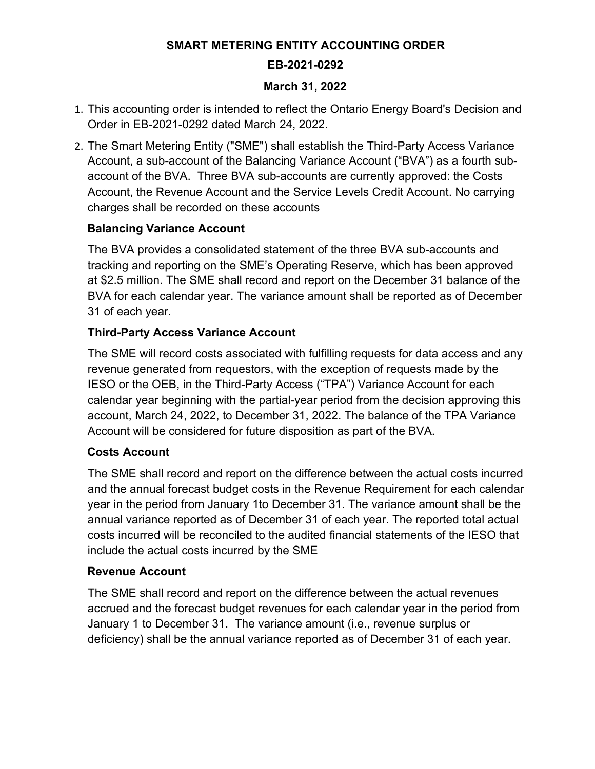**SMART METERING ENTITY ACCOUNTING ORDER**

**EB-2021-0292**

**March 31, 2022**

1. This accounting order is intended to reflect the Ontario Energy Board's Decision and Order in EB-2021-0292 dated March 24, 2022.
2. The Smart Metering Entity ("SME") shall establish the Third-Party Access Variance Account, a sub-account of the Balancing Variance Account ("BVA") as a fourth sub-account of the BVA. Three BVA sub-accounts are currently approved: the Costs Account, the Revenue Account and the Service Levels Credit Account. No carrying charges shall be recorded on these accounts

**Balancing Variance Account**

The BVA provides a consolidated statement of the three BVA sub-accounts and tracking and reporting on the SME's Operating Reserve, which has been approved at $2.5 million. The SME shall record and report on the December 31 balance of the BVA for each calendar year. The variance amount shall be reported as of December 31 of each year.

**Third-Party Access Variance Account**

The SME will record costs associated with fulfilling requests for data access and any revenue generated from requestors, with the exception of requests made by the IESO or the OEB, in the Third-Party Access ("TPA") Variance Account for each calendar year beginning with the partial-year period from the decision approving this account, March 24, 2022, to December 31, 2022. The balance of the TPA Variance Account will be considered for future disposition as part of the BVA.

**Costs Account**

The SME shall record and report on the difference between the actual costs incurred and the annual forecast budget costs in the Revenue Requirement for each calendar year in the period from January 1to December 31. The variance amount shall be the annual variance reported as of December 31 of each year. The reported total actual costs incurred will be reconciled to the audited financial statements of the IESO that include the actual costs incurred by the SME

**Revenue Account**

The SME shall record and report on the difference between the actual revenues accrued and the forecast budget revenues for each calendar year in the period from January 1 to December 31. The variance amount (i.e., revenue surplus or deficiency) shall be the annual variance reported as of December 31 of each year.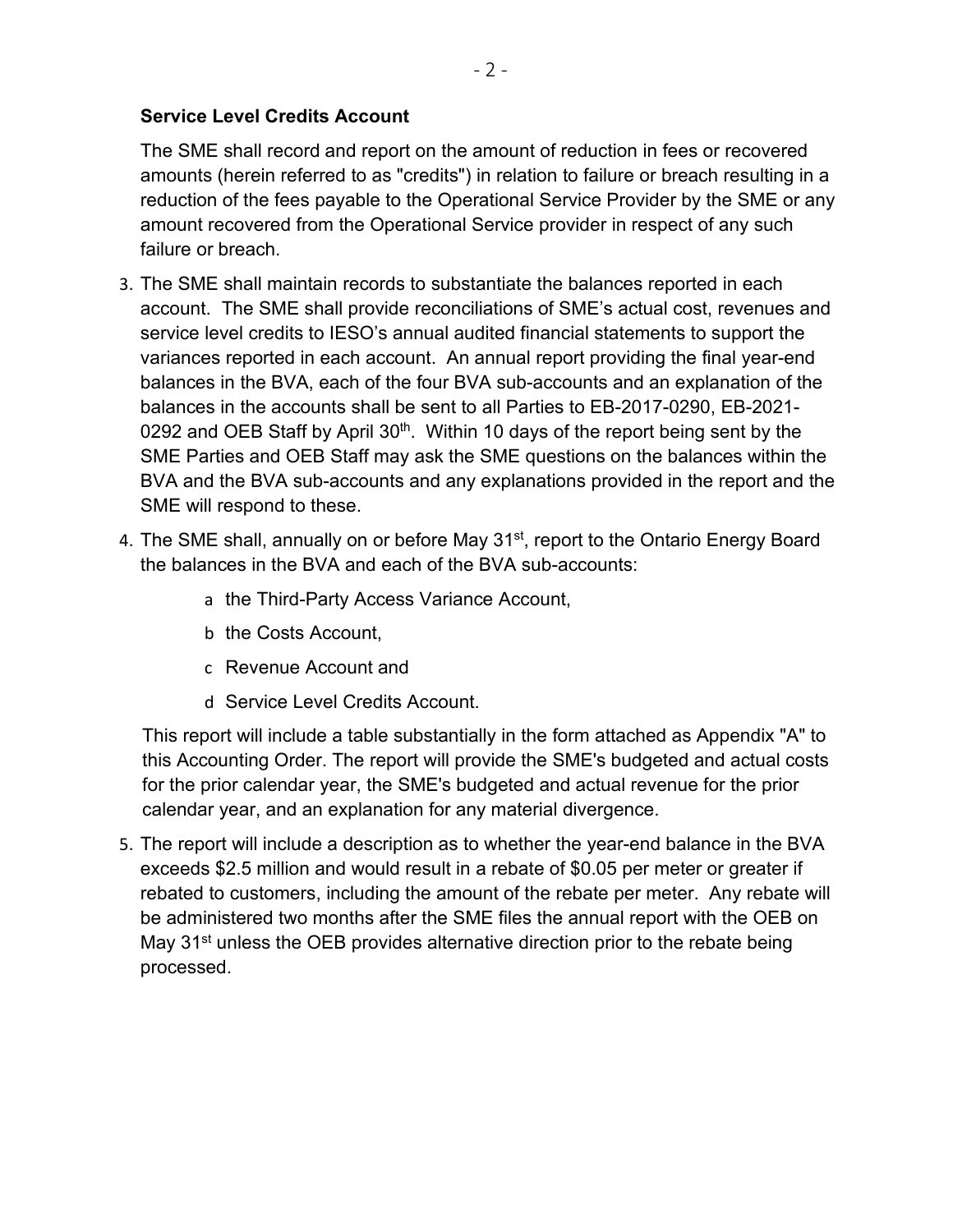**Service Level Credits Account**

The SME shall record and report on the amount of reduction in fees or recovered amounts (herein referred to as "credits") in relation to failure or breach resulting in a reduction of the fees payable to the Operational Service Provider by the SME or any amount recovered from the Operational Service provider in respect of any such failure or breach.

3. The SME shall maintain records to substantiate the balances reported in each account. The SME shall provide reconciliations of SME's actual cost, revenues and service level credits to IESO's annual audited financial statements to support the variances reported in each account. An annual report providing the final year-end balances in the BVA, each of the four BVA sub-accounts and an explanation of the balances in the accounts shall be sent to all Parties to EB-2017-0290, EB-2021-0292 and OEB Staff by April 30th. Within 10 days of the report being sent by the SME Parties and OEB Staff may ask the SME questions on the balances within the BVA and the BVA sub-accounts and any explanations provided in the report and the SME will respond to these.

4. The SME shall, annually on or before May 31st, report to the Ontario Energy Board the balances in the BVA and each of the BVA sub-accounts:

   a the Third-Party Access Variance Account,

   b the Costs Account,

   c Revenue Account and

   d Service Level Credits Account.

   This report will include a table substantially in the form attached as Appendix "A" to this Accounting Order. The report will provide the SME's budgeted and actual costs for the prior calendar year, the SME's budgeted and actual revenue for the prior calendar year, and an explanation for any material divergence.

5. The report will include a description as to whether the year-end balance in the BVA exceeds $2.5 million and would result in a rebate of $0.05 per meter or greater if rebated to customers, including the amount of the rebate per meter. Any rebate will be administered two months after the SME files the annual report with the OEB on May 31st unless the OEB provides alternative direction prior to the rebate being processed.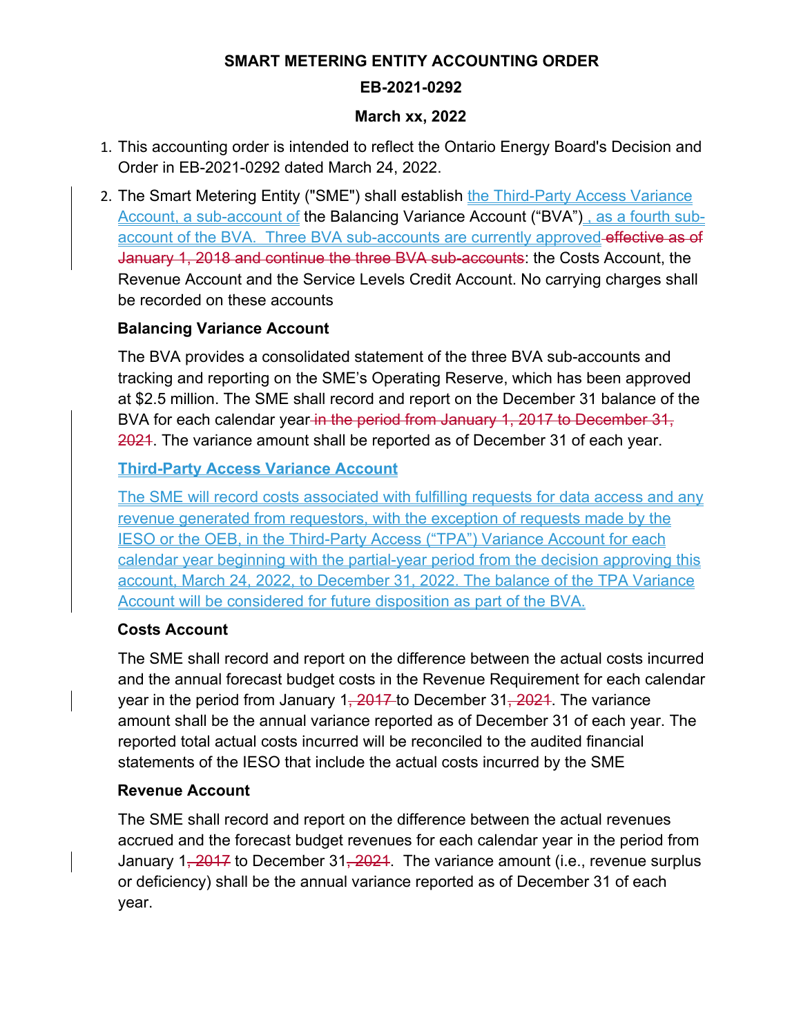**SMART METERING ENTITY ACCOUNTING ORDER**

**EB-2021-0292**

**March xx, 2022**

1. This accounting order is intended to reflect the Ontario Energy Board's Decision and Order in EB-2021-0292 dated March 24, 2022.
2. The Smart Metering Entity ("SME") shall establish the Third-Party Access Variance Account, a sub-account of the Balancing Variance Account ("BVA") , as a fourth sub-account of the BVA. Three BVA sub-accounts are currently approved ~~effective as of January 1, 2018 and continue the three BVA sub-accounts~~: the Costs Account, the Revenue Account and the Service Levels Credit Account. No carrying charges shall be recorded on these accounts

**Balancing Variance Account**

The BVA provides a consolidated statement of the three BVA sub-accounts and tracking and reporting on the SME's Operating Reserve, which has been approved at $2.5 million. The SME shall record and report on the December 31 balance of the BVA for each calendar year ~~in the period from January 1, 2017 to December 31, 2021~~. The variance amount shall be reported as of December 31 of each year.

**Third-Party Access Variance Account**

The SME will record costs associated with fulfilling requests for data access and any revenue generated from requestors, with the exception of requests made by the IESO or the OEB, in the Third-Party Access ("TPA") Variance Account for each calendar year beginning with the partial-year period from the decision approving this account, March 24, 2022, to December 31, 2022. The balance of the TPA Variance Account will be considered for future disposition as part of the BVA.

**Costs Account**

The SME shall record and report on the difference between the actual costs incurred and the annual forecast budget costs in the Revenue Requirement for each calendar year in the period from January 1~~, 2017~~ to December 31~~, 2021~~. The variance amount shall be the annual variance reported as of December 31 of each year. The reported total actual costs incurred will be reconciled to the audited financial statements of the IESO that include the actual costs incurred by the SME

**Revenue Account**

The SME shall record and report on the difference between the actual revenues accrued and the forecast budget revenues for each calendar year in the period from January 1~~, 2017~~ to December 31~~, 2021~~. The variance amount (i.e., revenue surplus or deficiency) shall be the annual variance reported as of December 31 of each year.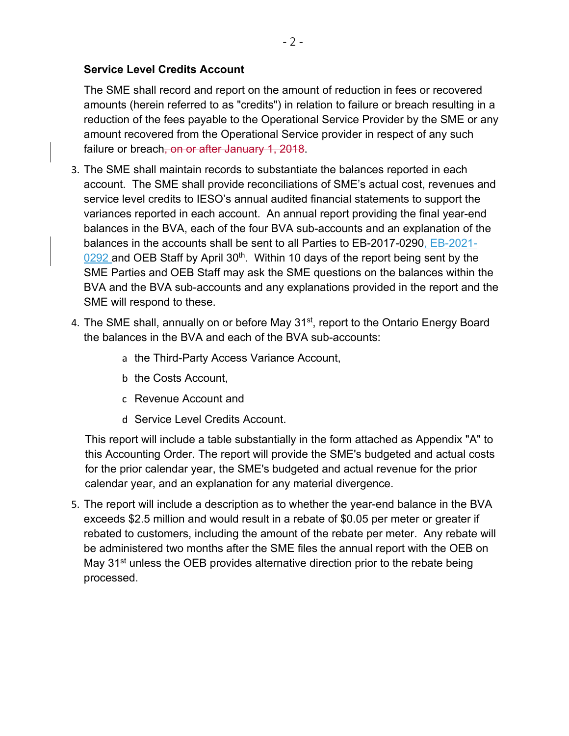**Service Level Credits Account**

The SME shall record and report on the amount of reduction in fees or recovered amounts (herein referred to as "credits") in relation to failure or breach resulting in a reduction of the fees payable to the Operational Service Provider by the SME or any amount recovered from the Operational Service provider in respect of any such failure or breach~~, on or after January 1, 2018~~.

3. The SME shall maintain records to substantiate the balances reported in each account. The SME shall provide reconciliations of SME's actual cost, revenues and service level credits to IESO's annual audited financial statements to support the variances reported in each account. An annual report providing the final year-end balances in the BVA, each of the four BVA sub-accounts and an explanation of the balances in the accounts shall be sent to all Parties to EB-2017-0290, EB-2021-0292 and OEB Staff by April 30th. Within 10 days of the report being sent by the SME Parties and OEB Staff may ask the SME questions on the balances within the BVA and the BVA sub-accounts and any explanations provided in the report and the SME will respond to these.

4. The SME shall, annually on or before May 31st, report to the Ontario Energy Board the balances in the BVA and each of the BVA sub-accounts:

   a the Third-Party Access Variance Account,

   b the Costs Account,

   c Revenue Account and

   d Service Level Credits Account.

   This report will include a table substantially in the form attached as Appendix "A" to this Accounting Order. The report will provide the SME's budgeted and actual costs for the prior calendar year, the SME's budgeted and actual revenue for the prior calendar year, and an explanation for any material divergence.

5. The report will include a description as to whether the year-end balance in the BVA exceeds $2.5 million and would result in a rebate of $0.05 per meter or greater if rebated to customers, including the amount of the rebate per meter. Any rebate will be administered two months after the SME files the annual report with the OEB on May 31st unless the OEB provides alternative direction prior to the rebate being processed.